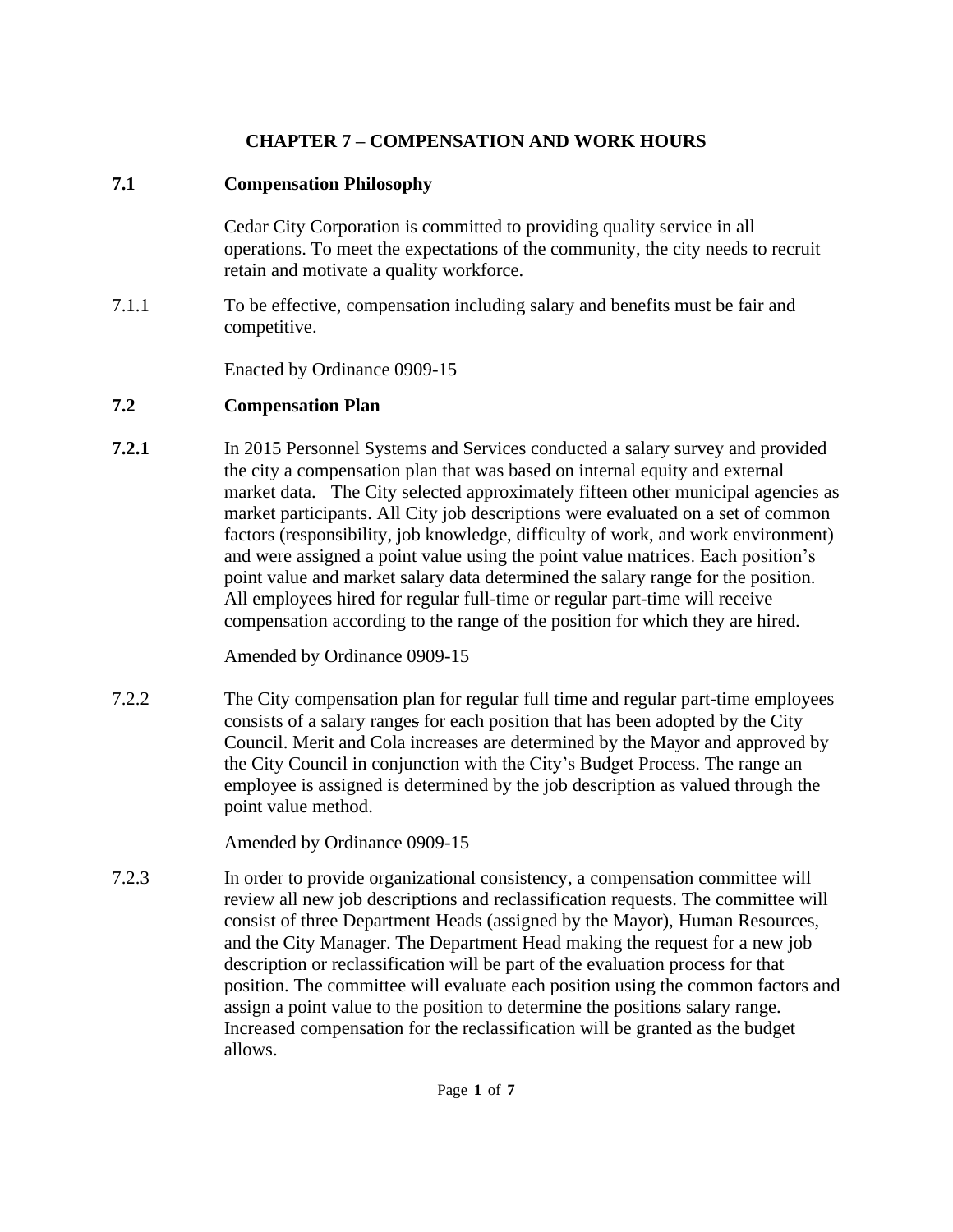# CHAPTER 7 – COMPENSATION AND WORK HOURS

## 7.1 Compensation Philosophy

Cedar City Corporation is committed to providing quality service in all operations. To meet the expectations of the community, the city needs to recruit retain and motivate a quality workforce.

7.1.1 To be effective, compensation including salary and benefits must be fair and competitive.

Enacted by Ordinance 0909-15

## 7.2 Compensation Plan

**7.2.1** In 2015 Personnel Systems and Services conducted a salary survey and provided the city a compensation plan that was based on internal equity and external market data. The City selected approximately fifteen other municipal agencies as market participants. All City job descriptions were evaluated on a set of common factors (responsibility, job knowledge, difficulty of work, and work environment) and were assigned a point value using the point value matrices. Each position's point value and market salary data determined the salary range for the position. All employees hired for regular full-time or regular part-time will receive compensation according to the range of the position for which they are hired.

Amended by Ordinance 0909-15

7.2.2 The City compensation plan for regular full time and regular part-time employees consists of a salary ranges for each position that has been adopted by the City Council. Merit and Cola increases are determined by the Mayor and approved by the City Council in conjunction with the City's Budget Process. The range an employee is assigned is determined by the job description as valued through the point value method.

Amended by Ordinance 0909-15

7.2.3 In order to provide organizational consistency, a compensation committee will review all new job descriptions and reclassification requests. The committee will consist of three Department Heads (assigned by the Mayor), Human Resources, and the City Manager. The Department Head making the request for a new job description or reclassification will be part of the evaluation process for that position. The committee will evaluate each position using the common factors and assign a point value to the position to determine the positions salary range. Increased compensation for the reclassification will be granted as the budget allows.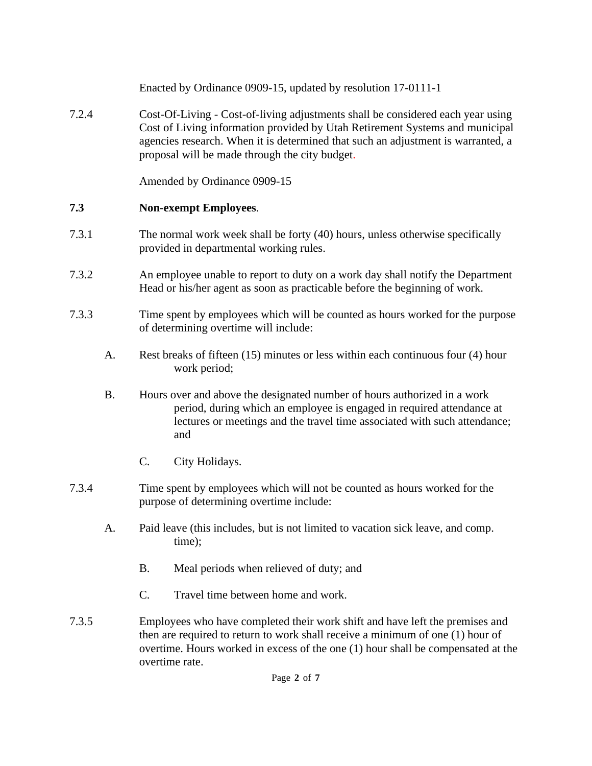Enacted by Ordinance 0909-15, updated by resolution 17-0111-1

7.2.4 Cost-Of-Living - Cost-of-living adjustments shall be considered each year using Cost of Living information provided by Utah Retirement Systems and municipal agencies research. When it is determined that such an adjustment is warranted, a proposal will be made through the city budget.

Amended by Ordinance 0909-15

**7.3 Non-exempt Employees**.

7.3.1 The normal work week shall be forty (40) hours, unless otherwise specifically provided in departmental working rules.

7.3.2 An employee unable to report to duty on a work day shall notify the Department Head or his/her agent as soon as practicable before the beginning of work.

7.3.3 Time spent by employees which will be counted as hours worked for the purpose of determining overtime will include:

A. Rest breaks of fifteen (15) minutes or less within each continuous four (4) hour work period;

B. Hours over and above the designated number of hours authorized in a work period, during which an employee is engaged in required attendance at lectures or meetings and the travel time associated with such attendance; and

C. City Holidays.

7.3.4 Time spent by employees which will not be counted as hours worked for the purpose of determining overtime include:

A. Paid leave (this includes, but is not limited to vacation sick leave, and comp. time);

B. Meal periods when relieved of duty; and

C. Travel time between home and work.

7.3.5 Employees who have completed their work shift and have left the premises and then are required to return to work shall receive a minimum of one (1) hour of overtime. Hours worked in excess of the one (1) hour shall be compensated at the overtime rate.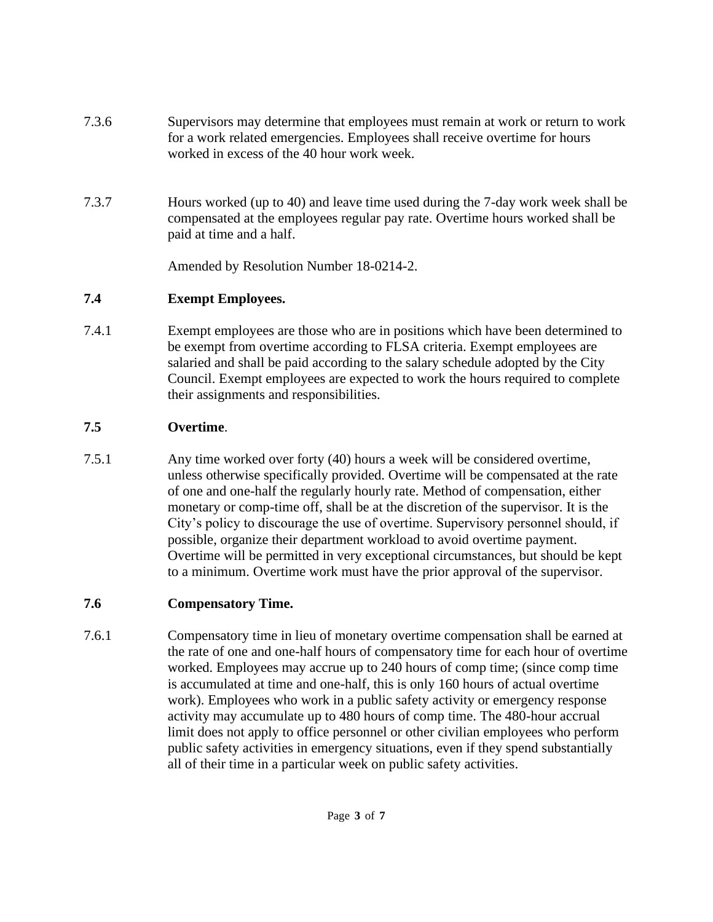7.3.6 Supervisors may determine that employees must remain at work or return to work for a work related emergencies. Employees shall receive overtime for hours worked in excess of the 40 hour work week.

7.3.7 Hours worked (up to 40) and leave time used during the 7-day work week shall be compensated at the employees regular pay rate. Overtime hours worked shall be paid at time and a half.

Amended by Resolution Number 18-0214-2.

## 7.4 Exempt Employees.

7.4.1 Exempt employees are those who are in positions which have been determined to be exempt from overtime according to FLSA criteria. Exempt employees are salaried and shall be paid according to the salary schedule adopted by the City Council. Exempt employees are expected to work the hours required to complete their assignments and responsibilities.

## 7.5 Overtime.

7.5.1 Any time worked over forty (40) hours a week will be considered overtime, unless otherwise specifically provided. Overtime will be compensated at the rate of one and one-half the regularly hourly rate. Method of compensation, either monetary or comp-time off, shall be at the discretion of the supervisor. It is the City's policy to discourage the use of overtime. Supervisory personnel should, if possible, organize their department workload to avoid overtime payment. Overtime will be permitted in very exceptional circumstances, but should be kept to a minimum. Overtime work must have the prior approval of the supervisor.

## 7.6 Compensatory Time.

7.6.1 Compensatory time in lieu of monetary overtime compensation shall be earned at the rate of one and one-half hours of compensatory time for each hour of overtime worked. Employees may accrue up to 240 hours of comp time; (since comp time is accumulated at time and one-half, this is only 160 hours of actual overtime work). Employees who work in a public safety activity or emergency response activity may accumulate up to 480 hours of comp time. The 480-hour accrual limit does not apply to office personnel or other civilian employees who perform public safety activities in emergency situations, even if they spend substantially all of their time in a particular week on public safety activities.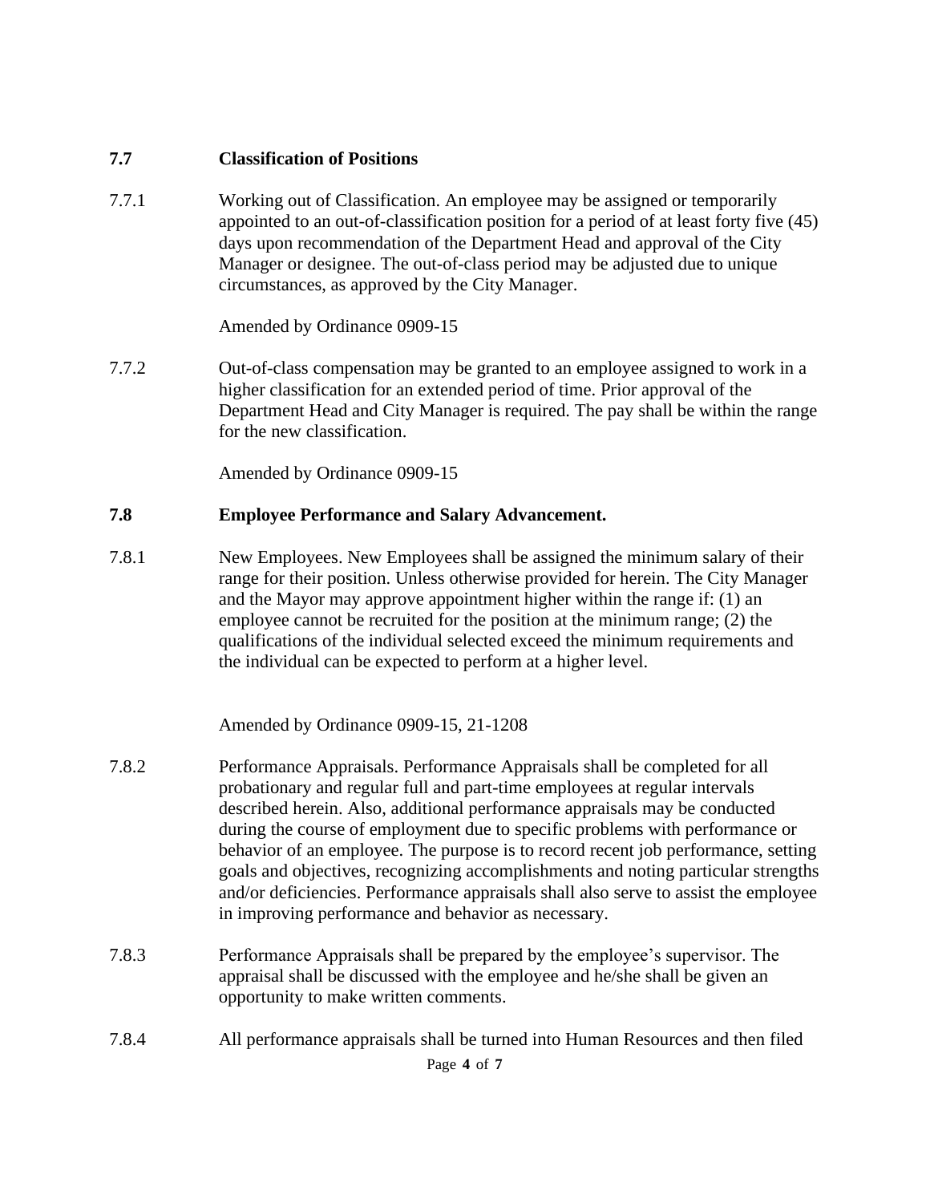## 7.7 Classification of Positions

7.7.1 Working out of Classification. An employee may be assigned or temporarily appointed to an out-of-classification position for a period of at least forty five (45) days upon recommendation of the Department Head and approval of the City Manager or designee. The out-of-class period may be adjusted due to unique circumstances, as approved by the City Manager.

Amended by Ordinance 0909-15

7.7.2 Out-of-class compensation may be granted to an employee assigned to work in a higher classification for an extended period of time. Prior approval of the Department Head and City Manager is required. The pay shall be within the range for the new classification.

Amended by Ordinance 0909-15

## 7.8 Employee Performance and Salary Advancement.

7.8.1 New Employees. New Employees shall be assigned the minimum salary of their range for their position. Unless otherwise provided for herein. The City Manager and the Mayor may approve appointment higher within the range if: (1) an employee cannot be recruited for the position at the minimum range; (2) the qualifications of the individual selected exceed the minimum requirements and the individual can be expected to perform at a higher level.

Amended by Ordinance 0909-15, 21-1208

7.8.2 Performance Appraisals. Performance Appraisals shall be completed for all probationary and regular full and part-time employees at regular intervals described herein. Also, additional performance appraisals may be conducted during the course of employment due to specific problems with performance or behavior of an employee. The purpose is to record recent job performance, setting goals and objectives, recognizing accomplishments and noting particular strengths and/or deficiencies. Performance appraisals shall also serve to assist the employee in improving performance and behavior as necessary.

7.8.3 Performance Appraisals shall be prepared by the employee's supervisor. The appraisal shall be discussed with the employee and he/she shall be given an opportunity to make written comments.

7.8.4 All performance appraisals shall be turned into Human Resources and then filed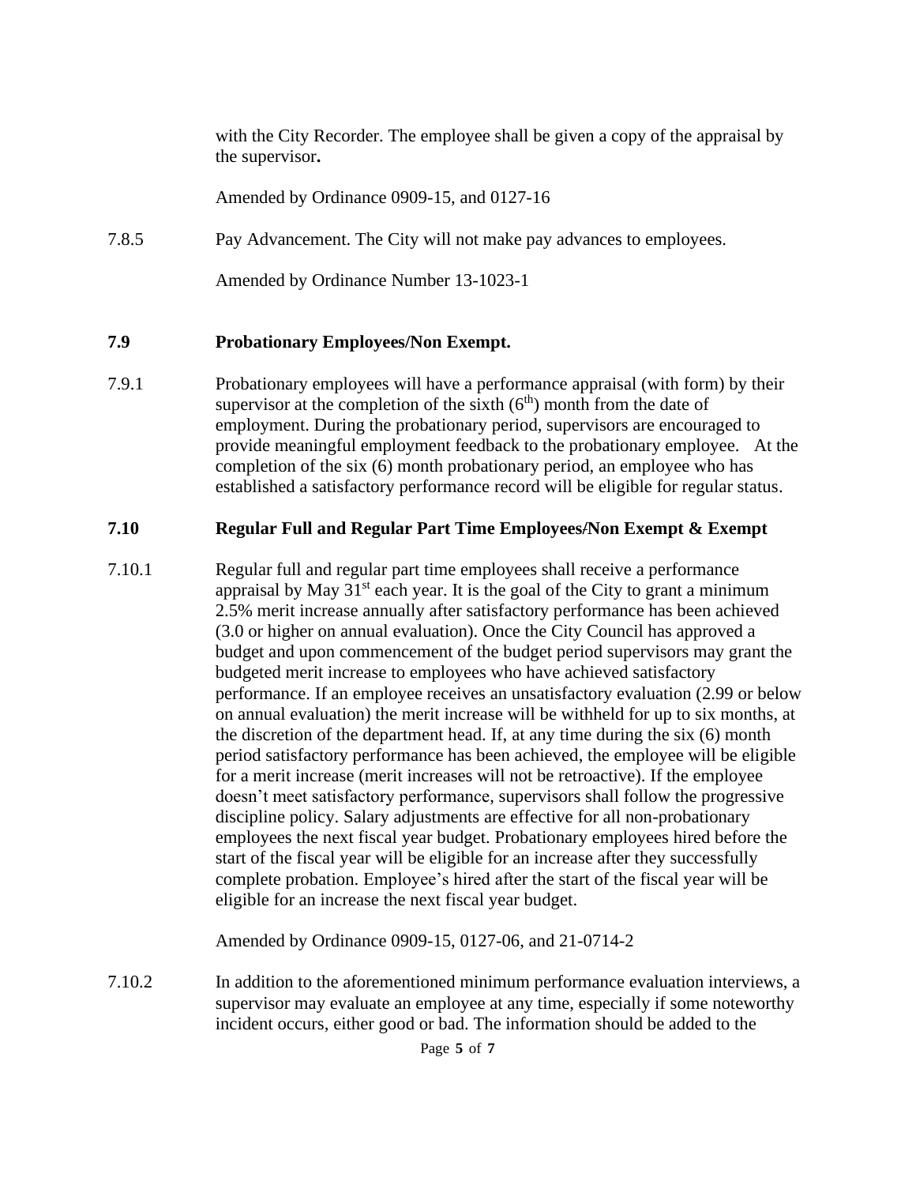with the City Recorder. The employee shall be given a copy of the appraisal by the supervisor**.**

Amended by Ordinance 0909-15, and 0127-16

7.8.5 Pay Advancement. The City will not make pay advances to employees.

Amended by Ordinance Number 13-1023-1

### 7.9 Probationary Employees/Non Exempt.

7.9.1 Probationary employees will have a performance appraisal (with form) by their supervisor at the completion of the sixth (6th) month from the date of employment. During the probationary period, supervisors are encouraged to provide meaningful employment feedback to the probationary employee. At the completion of the six (6) month probationary period, an employee who has established a satisfactory performance record will be eligible for regular status.

### 7.10 Regular Full and Regular Part Time Employees/Non Exempt & Exempt

7.10.1 Regular full and regular part time employees shall receive a performance appraisal by May 31st each year. It is the goal of the City to grant a minimum 2.5% merit increase annually after satisfactory performance has been achieved (3.0 or higher on annual evaluation). Once the City Council has approved a budget and upon commencement of the budget period supervisors may grant the budgeted merit increase to employees who have achieved satisfactory performance. If an employee receives an unsatisfactory evaluation (2.99 or below on annual evaluation) the merit increase will be withheld for up to six months, at the discretion of the department head. If, at any time during the six (6) month period satisfactory performance has been achieved, the employee will be eligible for a merit increase (merit increases will not be retroactive). If the employee doesn't meet satisfactory performance, supervisors shall follow the progressive discipline policy. Salary adjustments are effective for all non-probationary employees the next fiscal year budget. Probationary employees hired before the start of the fiscal year will be eligible for an increase after they successfully complete probation. Employee's hired after the start of the fiscal year will be eligible for an increase the next fiscal year budget.

Amended by Ordinance 0909-15, 0127-06, and 21-0714-2

7.10.2 In addition to the aforementioned minimum performance evaluation interviews, a supervisor may evaluate an employee at any time, especially if some noteworthy incident occurs, either good or bad. The information should be added to the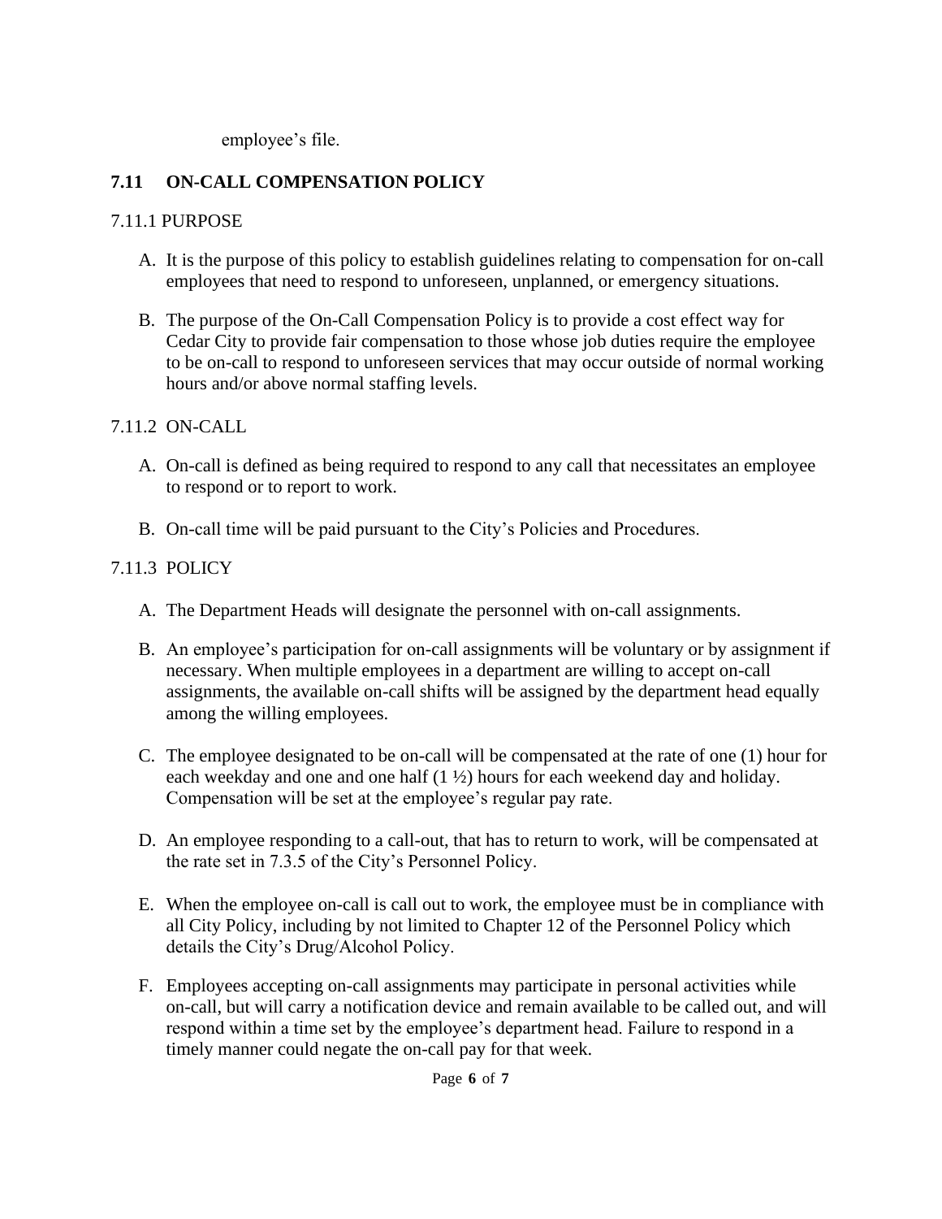employee's file.

## 7.11 ON-CALL COMPENSATION POLICY

7.11.1 PURPOSE

A. It is the purpose of this policy to establish guidelines relating to compensation for on-call employees that need to respond to unforeseen, unplanned, or emergency situations.

B. The purpose of the On-Call Compensation Policy is to provide a cost effect way for Cedar City to provide fair compensation to those whose job duties require the employee to be on-call to respond to unforeseen services that may occur outside of normal working hours and/or above normal staffing levels.

7.11.2 ON-CALL

A. On-call is defined as being required to respond to any call that necessitates an employee to respond or to report to work.

B. On-call time will be paid pursuant to the City's Policies and Procedures.

7.11.3 POLICY

A. The Department Heads will designate the personnel with on-call assignments.

B. An employee's participation for on-call assignments will be voluntary or by assignment if necessary. When multiple employees in a department are willing to accept on-call assignments, the available on-call shifts will be assigned by the department head equally among the willing employees.

C. The employee designated to be on-call will be compensated at the rate of one (1) hour for each weekday and one and one half (1 ½) hours for each weekend day and holiday. Compensation will be set at the employee's regular pay rate.

D. An employee responding to a call-out, that has to return to work, will be compensated at the rate set in 7.3.5 of the City's Personnel Policy.

E. When the employee on-call is call out to work, the employee must be in compliance with all City Policy, including by not limited to Chapter 12 of the Personnel Policy which details the City's Drug/Alcohol Policy.

F. Employees accepting on-call assignments may participate in personal activities while on-call, but will carry a notification device and remain available to be called out, and will respond within a time set by the employee's department head. Failure to respond in a timely manner could negate the on-call pay for that week.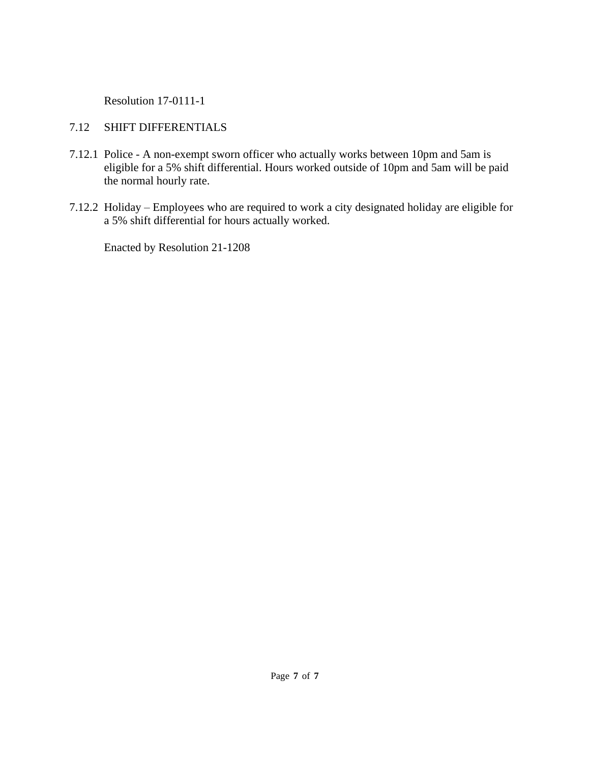Resolution 17-0111-1

## 7.12 SHIFT DIFFERENTIALS

7.12.1 Police - A non-exempt sworn officer who actually works between 10pm and 5am is eligible for a 5% shift differential. Hours worked outside of 10pm and 5am will be paid the normal hourly rate.

7.12.2 Holiday – Employees who are required to work a city designated holiday are eligible for a 5% shift differential for hours actually worked.

Enacted by Resolution 21-1208